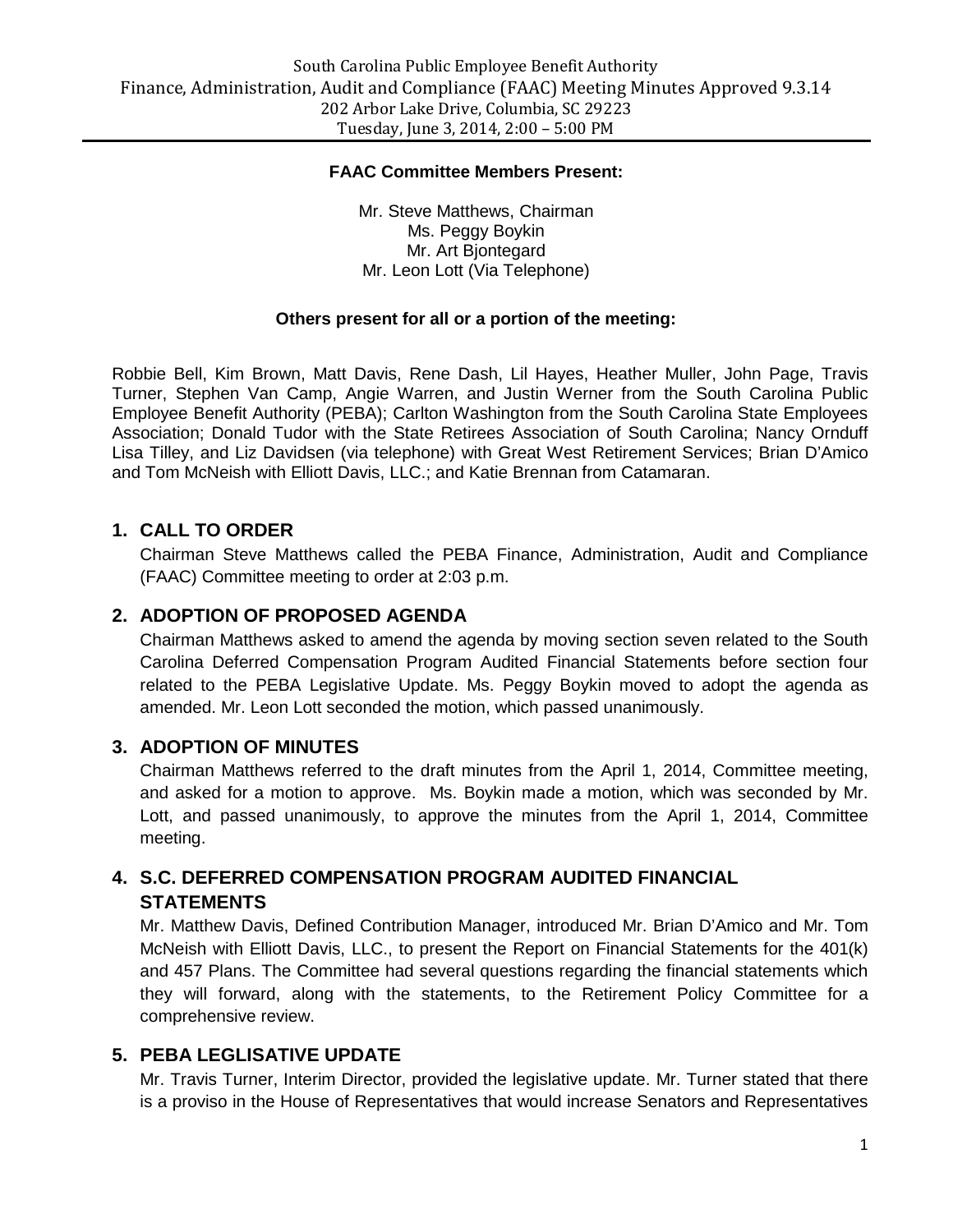South Carolina Public Employee Benefit Authority
Finance, Administration, Audit and Compliance (FAAC) Meeting Minutes Approved 9.3.14
202 Arbor Lake Drive, Columbia, SC 29223
Tuesday, June 3, 2014, 2:00 – 5:00 PM

**FAAC Committee Members Present:**

Mr. Steve Matthews, Chairman
Ms. Peggy Boykin
Mr. Art Bjontegard
Mr. Leon Lott (Via Telephone)

**Others present for all or a portion of the meeting:**

Robbie Bell, Kim Brown, Matt Davis, Rene Dash, Lil Hayes, Heather Muller, John Page, Travis Turner, Stephen Van Camp, Angie Warren, and Justin Werner from the South Carolina Public Employee Benefit Authority (PEBA); Carlton Washington from the South Carolina State Employees Association; Donald Tudor with the State Retirees Association of South Carolina; Nancy Ornduff Lisa Tilley, and Liz Davidsen (via telephone) with Great West Retirement Services; Brian D'Amico and Tom McNeish with Elliott Davis, LLC.; and Katie Brennan from Catamaran.

## 1. CALL TO ORDER

Chairman Steve Matthews called the PEBA Finance, Administration, Audit and Compliance (FAAC) Committee meeting to order at 2:03 p.m.

## 2. ADOPTION OF PROPOSED AGENDA

Chairman Matthews asked to amend the agenda by moving section seven related to the South Carolina Deferred Compensation Program Audited Financial Statements before section four related to the PEBA Legislative Update. Ms. Peggy Boykin moved to adopt the agenda as amended. Mr. Leon Lott seconded the motion, which passed unanimously.

## 3. ADOPTION OF MINUTES

Chairman Matthews referred to the draft minutes from the April 1, 2014, Committee meeting, and asked for a motion to approve. Ms. Boykin made a motion, which was seconded by Mr. Lott, and passed unanimously, to approve the minutes from the April 1, 2014, Committee meeting.

## 4. S.C. DEFERRED COMPENSATION PROGRAM AUDITED FINANCIAL STATEMENTS

Mr. Matthew Davis, Defined Contribution Manager, introduced Mr. Brian D'Amico and Mr. Tom McNeish with Elliott Davis, LLC., to present the Report on Financial Statements for the 401(k) and 457 Plans. The Committee had several questions regarding the financial statements which they will forward, along with the statements, to the Retirement Policy Committee for a comprehensive review.

## 5. PEBA LEGLISATIVE UPDATE

Mr. Travis Turner, Interim Director, provided the legislative update. Mr. Turner stated that there is a proviso in the House of Representatives that would increase Senators and Representatives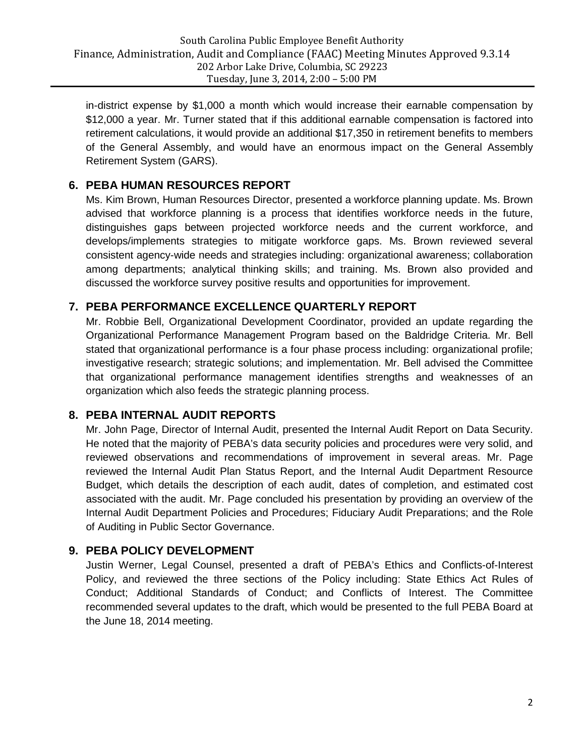in-district expense by $1,000 a month which would increase their earnable compensation by $12,000 a year. Mr. Turner stated that if this additional earnable compensation is factored into retirement calculations, it would provide an additional $17,350 in retirement benefits to members of the General Assembly, and would have an enormous impact on the General Assembly Retirement System (GARS).

## 6. PEBA HUMAN RESOURCES REPORT

Ms. Kim Brown, Human Resources Director, presented a workforce planning update. Ms. Brown advised that workforce planning is a process that identifies workforce needs in the future, distinguishes gaps between projected workforce needs and the current workforce, and develops/implements strategies to mitigate workforce gaps. Ms. Brown reviewed several consistent agency-wide needs and strategies including: organizational awareness; collaboration among departments; analytical thinking skills; and training. Ms. Brown also provided and discussed the workforce survey positive results and opportunities for improvement.

## 7. PEBA PERFORMANCE EXCELLENCE QUARTERLY REPORT

Mr. Robbie Bell, Organizational Development Coordinator, provided an update regarding the Organizational Performance Management Program based on the Baldridge Criteria. Mr. Bell stated that organizational performance is a four phase process including: organizational profile; investigative research; strategic solutions; and implementation. Mr. Bell advised the Committee that organizational performance management identifies strengths and weaknesses of an organization which also feeds the strategic planning process.

## 8. PEBA INTERNAL AUDIT REPORTS

Mr. John Page, Director of Internal Audit, presented the Internal Audit Report on Data Security. He noted that the majority of PEBA's data security policies and procedures were very solid, and reviewed observations and recommendations of improvement in several areas. Mr. Page reviewed the Internal Audit Plan Status Report, and the Internal Audit Department Resource Budget, which details the description of each audit, dates of completion, and estimated cost associated with the audit. Mr. Page concluded his presentation by providing an overview of the Internal Audit Department Policies and Procedures; Fiduciary Audit Preparations; and the Role of Auditing in Public Sector Governance.

## 9. PEBA POLICY DEVELOPMENT

Justin Werner, Legal Counsel, presented a draft of PEBA's Ethics and Conflicts-of-Interest Policy, and reviewed the three sections of the Policy including: State Ethics Act Rules of Conduct; Additional Standards of Conduct; and Conflicts of Interest. The Committee recommended several updates to the draft, which would be presented to the full PEBA Board at the June 18, 2014 meeting.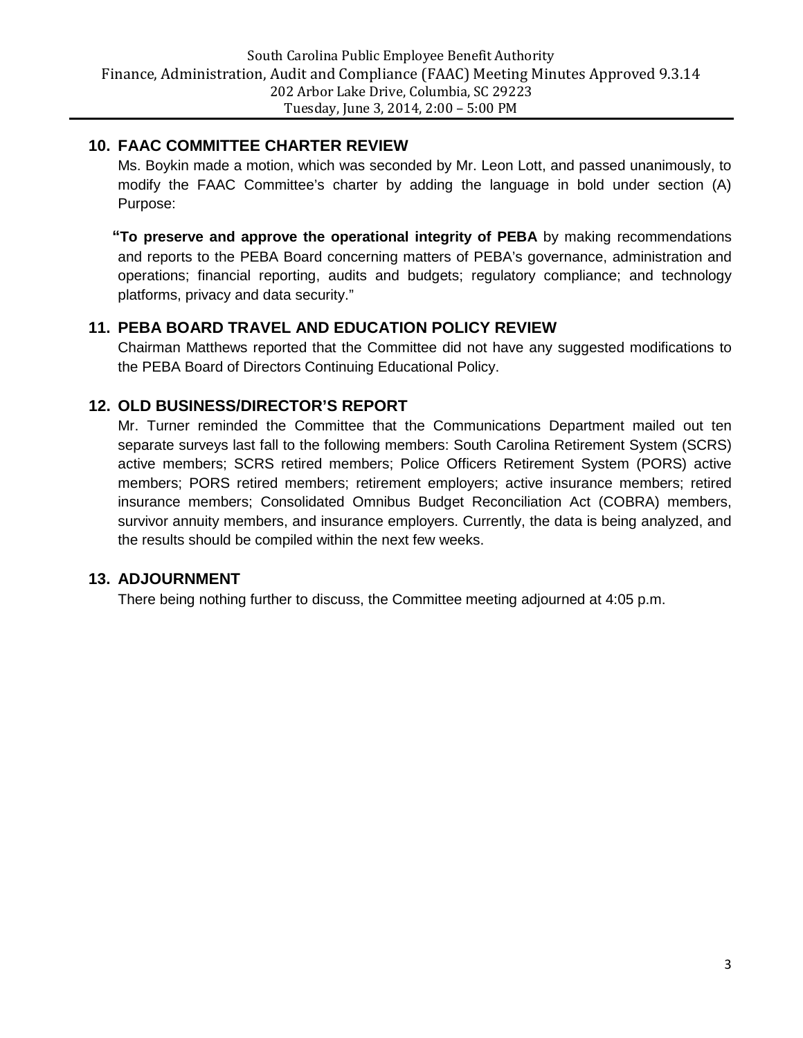## 10. FAAC COMMITTEE CHARTER REVIEW

Ms. Boykin made a motion, which was seconded by Mr. Leon Lott, and passed unanimously, to modify the FAAC Committee's charter by adding the language in bold under section (A) Purpose:

"**To preserve and approve the operational integrity of PEBA** by making recommendations and reports to the PEBA Board concerning matters of PEBA's governance, administration and operations; financial reporting, audits and budgets; regulatory compliance; and technology platforms, privacy and data security."

## 11. PEBA BOARD TRAVEL AND EDUCATION POLICY REVIEW

Chairman Matthews reported that the Committee did not have any suggested modifications to the PEBA Board of Directors Continuing Educational Policy.

## 12. OLD BUSINESS/DIRECTOR'S REPORT

Mr. Turner reminded the Committee that the Communications Department mailed out ten separate surveys last fall to the following members: South Carolina Retirement System (SCRS) active members; SCRS retired members; Police Officers Retirement System (PORS) active members; PORS retired members; retirement employers; active insurance members; retired insurance members; Consolidated Omnibus Budget Reconciliation Act (COBRA) members, survivor annuity members, and insurance employers. Currently, the data is being analyzed, and the results should be compiled within the next few weeks.

## 13. ADJOURNMENT

There being nothing further to discuss, the Committee meeting adjourned at 4:05 p.m.